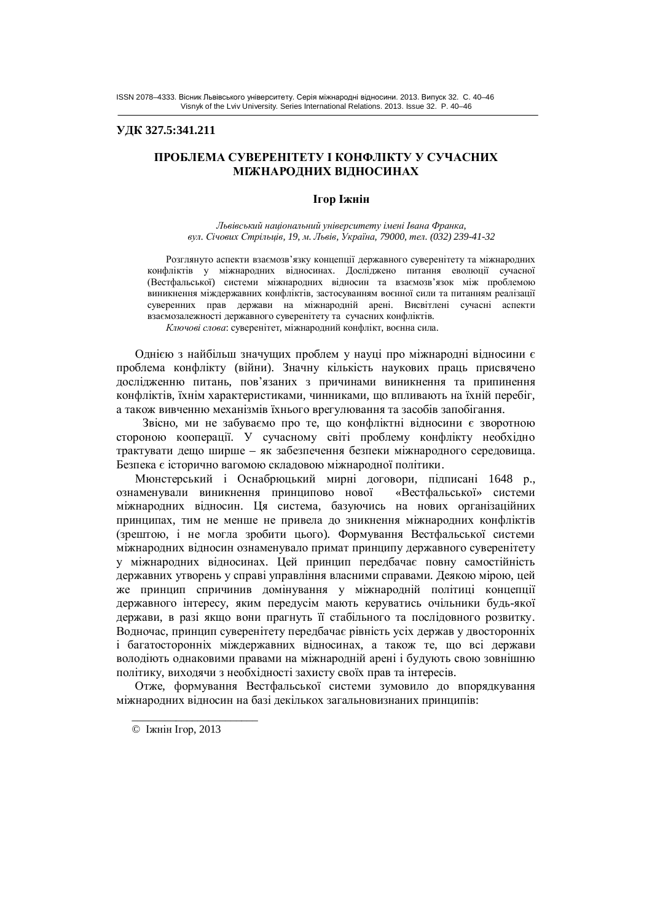УДК 327.5:341.211

# ПРОБЛЕМА СУВЕРЕНІТЕТУ І КОНФЛІКТУ У СУЧАСНИХ МІЖНАРОДНИХ ВІДНОСИНАХ

**Ігор Іжнін**

*Львівський національний університету імені Івана Франка,*
*вул. Січових Стрільців, 19, м. Львів, Україна, 79000, тел. (032) 239-41-32*

Розглянуто аспекти взаємозв'язку концепції державного суверенітету та міжнародних конфліктів у міжнародних відносинах. Досліджено питання еволюції сучасної (Вестфальської) системи міжнародних відносин та взаємозв'язок між проблемою виникнення міждержавних конфліктів, застосуванням воєнної сили та питанням реалізації суверенних прав держави на міжнародній арені. Висвітлені сучасні аспекти взаємозалежності державного суверенітету та сучасних конфліктів.

*Ключові слова*: суверенітет, міжнародний конфлікт, воєнна сила.

Однією з найбільш значущих проблем у науці про міжнародні відносини є проблема конфлікту (війни). Значну кількість наукових праць присвячено дослідженню питань, пов'язаних з причинами виникнення та припинення конфліктів, їхнім характеристиками, чинниками, що впливають на їхній перебіг, а також вивченню механізмів їхнього врегулювання та засобів запобігання.

Звісно, ми не забуваємо про те, що конфліктні відносини є зворотною стороною кооперації. У сучасному світі проблему конфлікту необхідно трактувати дещо ширше – як забезпечення безпеки міжнародного середовища. Безпека є історично вагомою складовою міжнародної політики.

Мюнстерський і Оснабрюцький мирні договори, підписані 1648 р., ознаменували виникнення принципово нової «Вестфальської» системи міжнародних відносин. Ця система, базуючись на нових організаційних принципах, тим не менше не привела до зникнення міжнародних конфліктів (зрештою, і не могла зробити цього). Формування Вестфальської системи міжнародних відносин ознаменувало примат принципу державного суверенітету у міжнародних відносинах. Цей принцип передбачає повну самостійність державних утворень у справі управління власними справами. Деякою мірою, цей же принцип спричинив домінування у міжнародній політиці концепції державного інтересу, яким передусім мають керуватись очільники будь-якої держави, в разі якщо вони прагнуть її стабільного та послідовного розвитку. Водночас, принцип суверенітету передбачає рівність усіх держав у двосторонніх і багатосторонніх міждержавних відносинах, а також те, що всі держави володіють однаковими правами на міжнародній арені і будують свою зовнішню політику, виходячи з необхідності захисту своїх прав та інтересів.

Отже, формування Вестфальської системи зумовило до впорядкування міжнародних відносин на базі декількох загальновизнаних принципів:

© Іжнін Ігор, 2013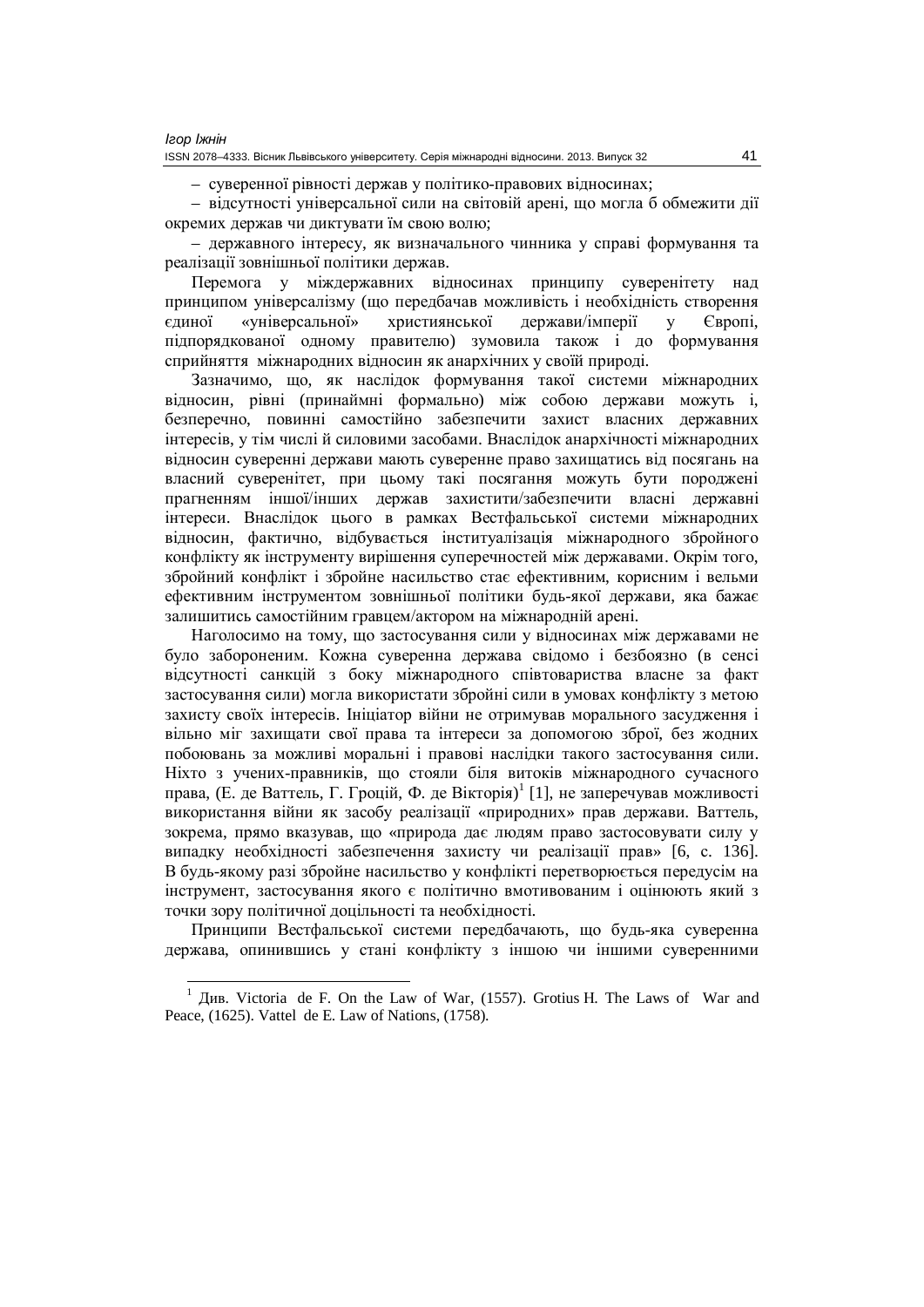– суверенної рівності держав у політико-правових відносинах;

– відсутності універсальної сили на світовій арені, що могла б обмежити дії окремих держав чи диктувати їм свою волю;

– державного інтересу, як визначального чинника у справі формування та реалізації зовнішньої політики держав.

Перемога у міждержавних відносинах принципу суверенітету над принципом універсалізму (що передбачав можливість і необхідність створення єдиної «універсальної» християнської держави/імперії у Європі, підпорядкованої одному правителю) зумовила також і до формування сприйняття міжнародних відносин як анархічних у своїй природі.

Зазначимо, що, як наслідок формування такої системи міжнародних відносин, рівні (принаймні формально) між собою держави можуть і, безперечно, повинні самостійно забезпечити захист власних державних інтересів, у тім числі й силовими засобами. Внаслідок анархічності міжнародних відносин суверенні держави мають суверенне право захищатись від посягань на власний суверенітет, при цьому такі посягання можуть бути породжені прагненням іншої/інших держав захистити/забезпечити власні державні інтереси. Внаслідок цього в рамках Вестфальської системи міжнародних відносин, фактично, відбувається інституалізація міжнародного збройного конфлікту як інструменту вирішення суперечностей між державами. Окрім того, збройний конфлікт і збройне насильство стає ефективним, корисним і вельми ефективним інструментом зовнішньої політики будь-якої держави, яка бажає залишитись самостійним гравцем/актором на міжнародній арені.

Наголосимо на тому, що застосування сили у відносинах між державами не було забороненим. Кожна суверенна держава свідомо і безбоязно (в сенсі відсутності санкцій з боку міжнародного співтовариства власне за факт застосування сили) могла використати збройні сили в умовах конфлікту з метою захисту своїх інтересів. Ініціатор війни не отримував морального засудження і вільно міг захищати свої права та інтереси за допомогою зброї, без жодних побоювань за можливі моральні і правові наслідки такого застосування сили. Ніхто з учених-правників, що стояли біля витоків міжнародного сучасного права, (Е. де Ваттель, Г. Гроцій, Ф. де Вікторія)[1] [1], не заперечував можливості використання війни як засобу реалізації «природних» прав держави. Ваттель, зокрема, прямо вказував, що «природа дає людям право застосовувати силу у випадку необхідності забезпечення захисту чи реалізації прав» [6, с. 136]. В будь-якому разі збройне насильство у конфлікті перетворюється передусім на інструмент, застосування якого є політично вмотивованим і оцінюють який з точки зору політичної доцільності та необхідності.

Принципи Вестфальської системи передбачають, що будь-яка суверенна держава, опинившись у стані конфлікту з іншою чи іншими суверенними

[1] Див. Victoria de F. On the Law of War, (1557). Grotius H. The Laws of War and Peace, (1625). Vattel de E. Law of Nations, (1758).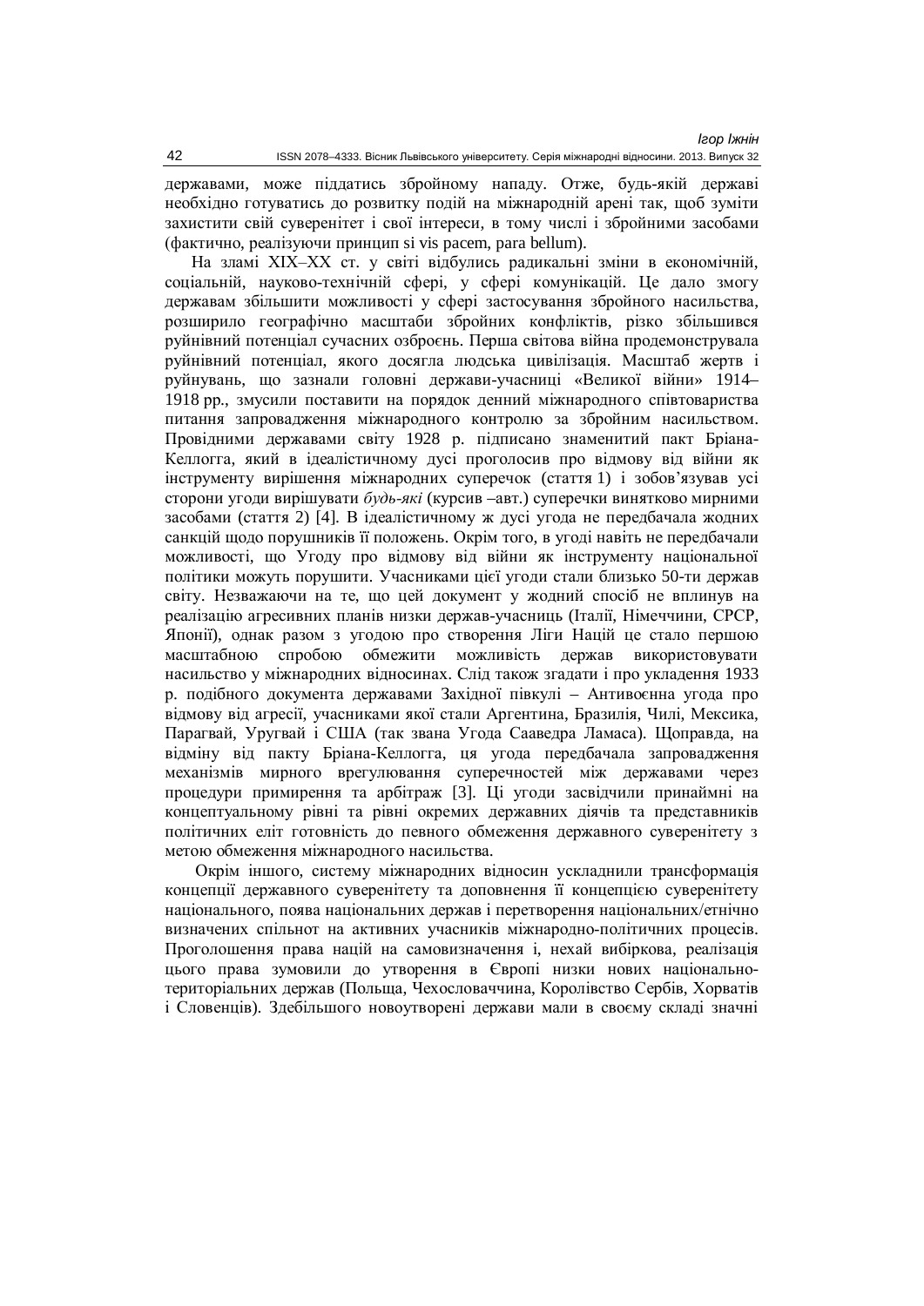державами, може піддатись збройному нападу. Отже, будь-якій державі необхідно готуватись до розвитку подій на міжнародній арені так, щоб зуміти захистити свій суверенітет і свої інтереси, в тому числі і збройними засобами (фактично, реалізуючи принцип si vis pacem, para bellum).

На зламі XIX–XX ст. у світі відбулись радикальні зміни в економічній, соціальній, науково-технічній сфері, у сфері комунікацій. Це дало змогу державам збільшити можливості у сфері застосування збройного насильства, розширило географічно масштаби збройних конфліктів, різко збільшився руйнівний потенціал сучасних озброєнь. Перша світова війна продемонструвала руйнівний потенціал, якого досягла людська цивілізація. Масштаб жертв і руйнувань, що зазнали головні держави-учасниці «Великої війни» 1914–1918 рр., змусили поставити на порядок денний міжнародного співтовариства питання запровадження міжнародного контролю за збройним насильством. Провідними державами світу 1928 р. підписано знаменитий пакт Бріана-Келлогга, який в ідеалістичному дусі проголосив про відмову від війни як інструменту вирішення міжнародних суперечок (стаття 1) і зобов'язував усі сторони угоди вирішувати *будь-які* (курсив –авт.) суперечки винятково мирними засобами (стаття 2) [4]. В ідеалістичному ж дусі угода не передбачала жодних санкцій щодо порушників її положень. Окрім того, в угоді навіть не передбачали можливості, що Угоду про відмову від війни як інструменту національної політики можуть порушити. Учасниками цієї угоди стали близько 50-ти держав світу. Незважаючи на те, що цей документ у жодний спосіб не вплинув на реалізацію агресивних планів низки держав-учасниць (Італії, Німеччини, СРСР, Японії), однак разом з угодою про створення Ліги Націй це стало першою масштабною спробою обмежити можливість держав використовувати насильство у міжнародних відносинах. Слід також згадати і про укладення 1933 р. подібного документа державами Західної півкулі – Антивоєнна угода про відмову від агресії, учасниками якої стали Аргентина, Бразилія, Чилі, Мексика, Парагвай, Уругвай і США (так звана Угода Сааведра Ламаса). Щоправда, на відміну від пакту Бріана-Келлогга, ця угода передбачала запровадження механізмів мирного врегулювання суперечностей між державами через процедури примирення та арбітраж [3]. Ці угоди засвідчили принаймні на концептуальному рівні та рівні окремих державних діячів та представників політичних еліт готовність до певного обмеження державного суверенітету з метою обмеження міжнародного насильства.

Окрім іншого, систему міжнародних відносин ускладнили трансформація концепції державного суверенітету та доповнення її концепцією суверенітету національного, поява національних держав і перетворення національних/етнічно визначених спільнот на активних учасників міжнародно-політичних процесів. Проголошення права націй на самовизначення і, нехай вибіркова, реалізація цього права зумовили до утворення в Європі низки нових національно-територіальних держав (Польща, Чехословаччина, Королівство Сербів, Хорватів і Словенців). Здебільшого новоутворені держави мали в своєму складі значні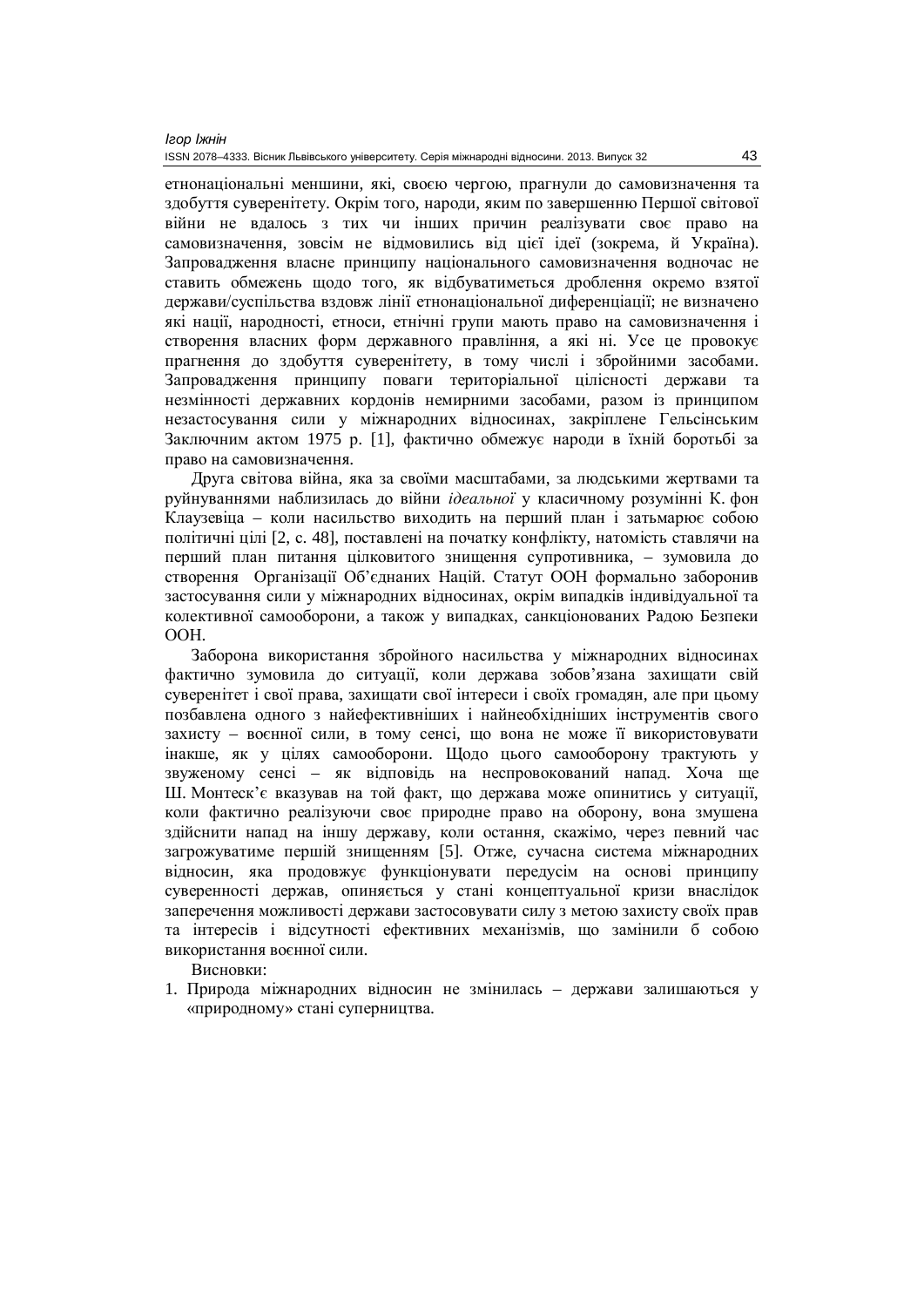етнонаціональні меншини, які, своєю чергою, прагнули до самовизначення та здобуття суверенітету. Окрім того, народи, яким по завершенню Першої світової війни не вдалось з тих чи інших причин реалізувати своє право на самовизначення, зовсім не відмовились від цієї ідеї (зокрема, й Україна). Запровадження власне принципу національного самовизначення водночас не ставить обмежень щодо того, як відбуватиметься дроблення окремо взятої держави/суспільства вздовж лінії етнонаціональної диференціації; не визначено які нації, народності, етноси, етнічні групи мають право на самовизначення і створення власних форм державного правління, а які ні. Усе це провокує прагнення до здобуття суверенітету, в тому числі і збройними засобами. Запровадження принципу поваги територіальної цілісності держави та незмінності державних кордонів немирними засобами, разом із принципом незастосування сили у міжнародних відносинах, закріплене Гельсінським Заключним актом 1975 р. [1], фактично обмежує народи в їхній боротьбі за право на самовизначення.

Друга світова війна, яка за своїми масштабами, за людськими жертвами та руйнуваннями наблизилась до війни *ідеальної* у класичному розумінні К. фон Клаузевіца – коли насильство виходить на перший план і затьмарює собою політичні цілі [2, с. 48], поставлені на початку конфлікту, натомість ставлячи на перший план питання цілковитого знищення супротивника, – зумовила до створення Організації Об'єднаних Націй. Статут ООН формально заборонив застосування сили у міжнародних відносинах, окрім випадків індивідуальної та колективної самооборони, а також у випадках, санкціонованих Радою Безпеки ООН.

Заборона використання збройного насильства у міжнародних відносинах фактично зумовила до ситуації, коли держава зобов'язана захищати свій суверенітет і свої права, захищати свої інтереси і своїх громадян, але при цьому позбавлена одного з найефективніших і найнеобхідніших інструментів свого захисту – воєнної сили, в тому сенсі, що вона не може її використовувати інакше, як у цілях самооборони. Щодо цього самооборону трактують у звуженому сенсі – як відповідь на неспровокований напад. Хоча ще Ш. Монтеск'є вказував на той факт, що держава може опинитись у ситуації, коли фактично реалізуючи своє природне право на оборону, вона змушена здійснити напад на іншу державу, коли остання, скажімо, через певний час загрожуватиме першій знищенням [5]. Отже, сучасна система міжнародних відносин, яка продовжує функціонувати передусім на основі принципу суверенності держав, опиняється у стані концептуальної кризи внаслідок заперечення можливості держави застосовувати силу з метою захисту своїх прав та інтересів і відсутності ефективних механізмів, що замінили б собою використання воєнної сили.

Висновки:

1. Природа міжнародних відносин не змінилась – держави залишаються у «природному» стані суперництва.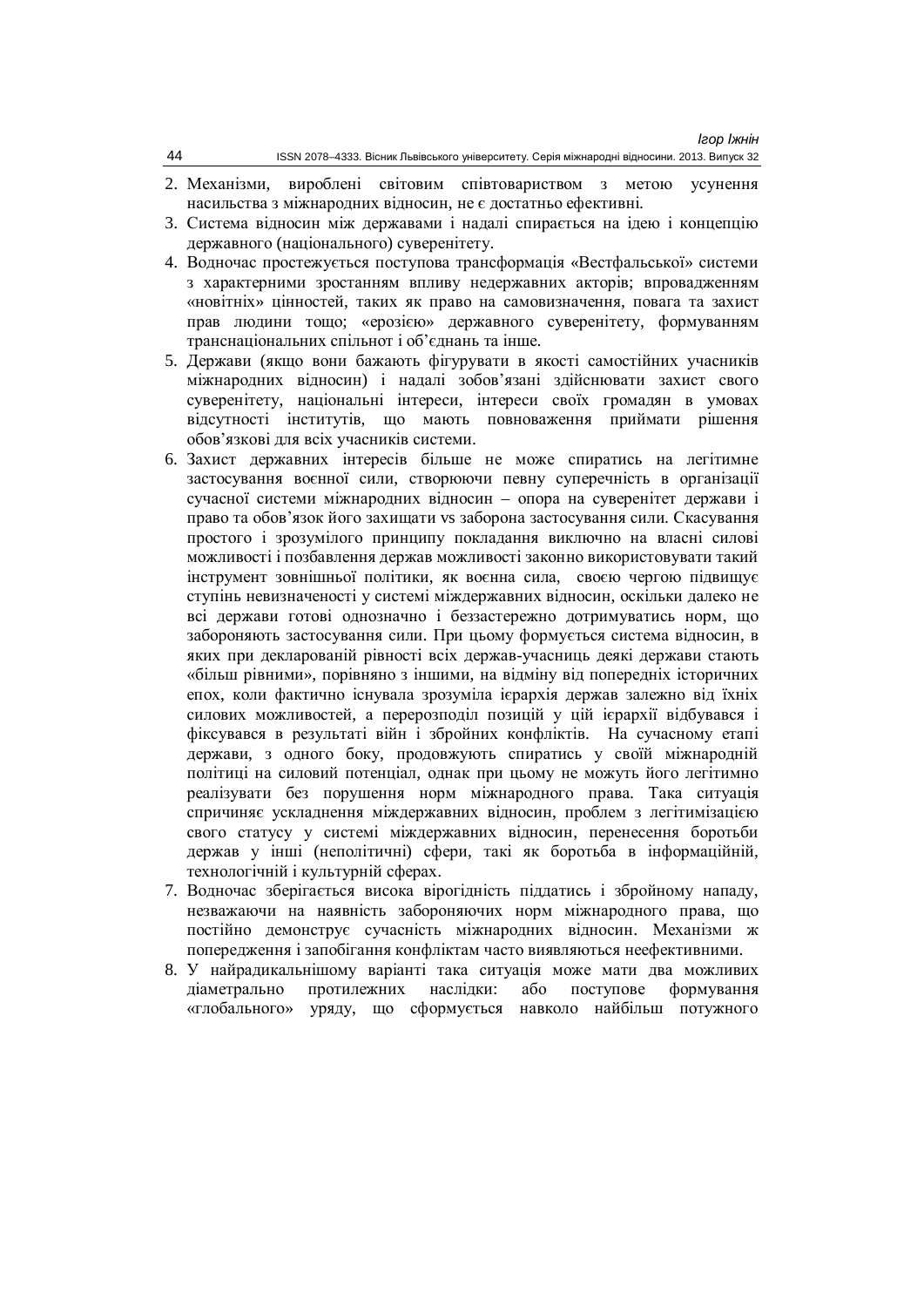2. Механізми, вироблені світовим співтовариством з метою усунення насильства з міжнародних відносин, не є достатньо ефективні.
3. Система відносин між державами і надалі спирається на ідею і концепцію державного (національного) суверенітету.
4. Водночас простежується поступова трансформація «Вестфальської» системи з характерними зростанням впливу недержавних акторів; впровадженням «новітніх» цінностей, таких як право на самовизначення, повага та захист прав людини тощо; «ерозією» державного суверенітету, формуванням транснаціональних спільнот і об'єднань та інше.
5. Держави (якщо вони бажають фігурувати в якості самостійних учасників міжнародних відносин) і надалі зобов'язані здійснювати захист свого суверенітету, національні інтереси, інтереси своїх громадян в умовах відсутності інститутів, що мають повноваження приймати рішення обов'язкові для всіх учасників системи.
6. Захист державних інтересів більше не може спиратись на легітимне застосування воєнної сили, створюючи певну суперечність в організації сучасної системи міжнародних відносин – опора на суверенітет держави і право та обов'язок його захищати vs заборона застосування сили. Скасування простого і зрозумілого принципу покладання виключно на власні силові можливості і позбавлення держав можливості законно використовувати такий інструмент зовнішньої політики, як воєнна сила, своєю чергою підвищує ступінь невизначеності у системі міждержавних відносин, оскільки далеко не всі держави готові однозначно і беззастережно дотримуватись норм, що забороняють застосування сили. При цьому формується система відносин, в яких при декларованій рівності всіх держав-учасниць деякі держави стають «більш рівними», порівняно з іншими, на відміну від попередніх історичних епох, коли фактично існувала зрозуміла ієрархія держав залежно від їхніх силових можливостей, а перерозподіл позицій у цій ієрархії відбувався і фіксувався в результаті війн і збройних конфліктів. На сучасному етапі держави, з одного боку, продовжують спиратись у своїй міжнародній політиці на силовий потенціал, однак при цьому не можуть його легітимно реалізувати без порушення норм міжнародного права. Така ситуація спричиняє ускладнення міждержавних відносин, проблем з легітимізацією свого статусу у системі міждержавних відносин, перенесення боротьби держав у інші (неполітичні) сфери, такі як боротьба в інформаційній, технологічній і культурній сферах.
7. Водночас зберігається висока вірогідність піддатись і збройному нападу, незважаючи на наявність забороняючих норм міжнародного права, що постійно демонструє сучасність міжнародних відносин. Механізми ж попередження і запобігання конфліктам часто виявляються неефективними.
8. У найрадикальнішому варіанті така ситуація може мати два можливих діаметрально протилежних наслідки: або поступове формування «глобального» уряду, що сформується навколо найбільш потужного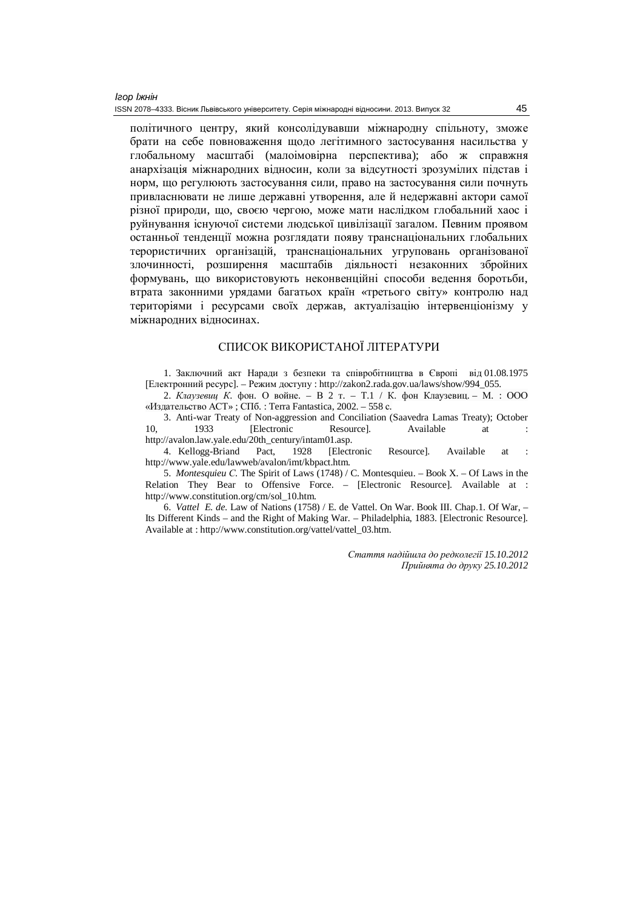політичного центру, який консолідувавши міжнародну спільноту, зможе брати на себе повноваження щодо легітимного застосування насильства у глобальному масштабі (малоімовірна перспектива); або ж справжня анархізація міжнародних відносин, коли за відсутності зрозумілих підстав і норм, що регулюють застосування сили, право на застосування сили почнуть привласнювати не лише державні утворення, але й недержавні актори самої різної природи, що, своєю чергою, може мати наслідком глобальний хаос і руйнування існуючої системи людської цивілізації загалом. Певним проявом останньої тенденції можна розглядати появу транснаціональних глобальних терористичних організацій, транснаціональних угруповань організованої злочинності, розширення масштабів діяльності незаконних збройних формувань, що використовують неконвенційні способи ведення боротьби, втрата законними урядами багатьох країн «третього світу» контролю над територіями і ресурсами своїх держав, актуалізацію інтервенціонізму у міжнародних відносинах.

## СПИСОК ВИКОРИСТАНОЇ ЛІТЕРАТУРИ

1. Заключний акт Наради з безпеки та співробітництва в Європі від 01.08.1975 [Електронний ресурс]. – Режим доступу : http://zakon2.rada.gov.ua/laws/show/994_055.
2. *Клаузевиц К.* фон. О войне. – В 2 т. – Т.1 / К. фон Клаузевиц. – М. : ООО «Издательство АСТ» ; СПб. : Terra Fantastica, 2002. – 558 с.
3. Anti-war Treaty of Non-aggression and Conciliation (Saavedra Lamas Treaty); October 10, 1933 [Electronic Resource]. Available at : http://avalon.law.yale.edu/20th_century/intam01.asp.
4. Kellogg-Briand Pact, 1928 [Electronic Resource]. Available at : http://www.yale.edu/lawweb/avalon/imt/kbpact.htm.
5. *Montesquieu C.* The Spirit of Laws (1748) / C. Montesquieu. – Book X. – Of Laws in the Relation They Bear to Offensive Force. – [Electronic Resource]. Available at : http://www.constitution.org/cm/sol_10.htm.
6. *Vattel E. de.* Law of Nations (1758) / E. de Vattel. On War. Book III. Chap.1. Of War, – Its Different Kinds – and the Right of Making War. – Philadelphia, 1883. [Electronic Resource]. Available at : http://www.constitution.org/vattel/vattel_03.htm.

*Стаття надійшла до редколегії 15.10.2012*
*Прийнята до друку 25.10.2012*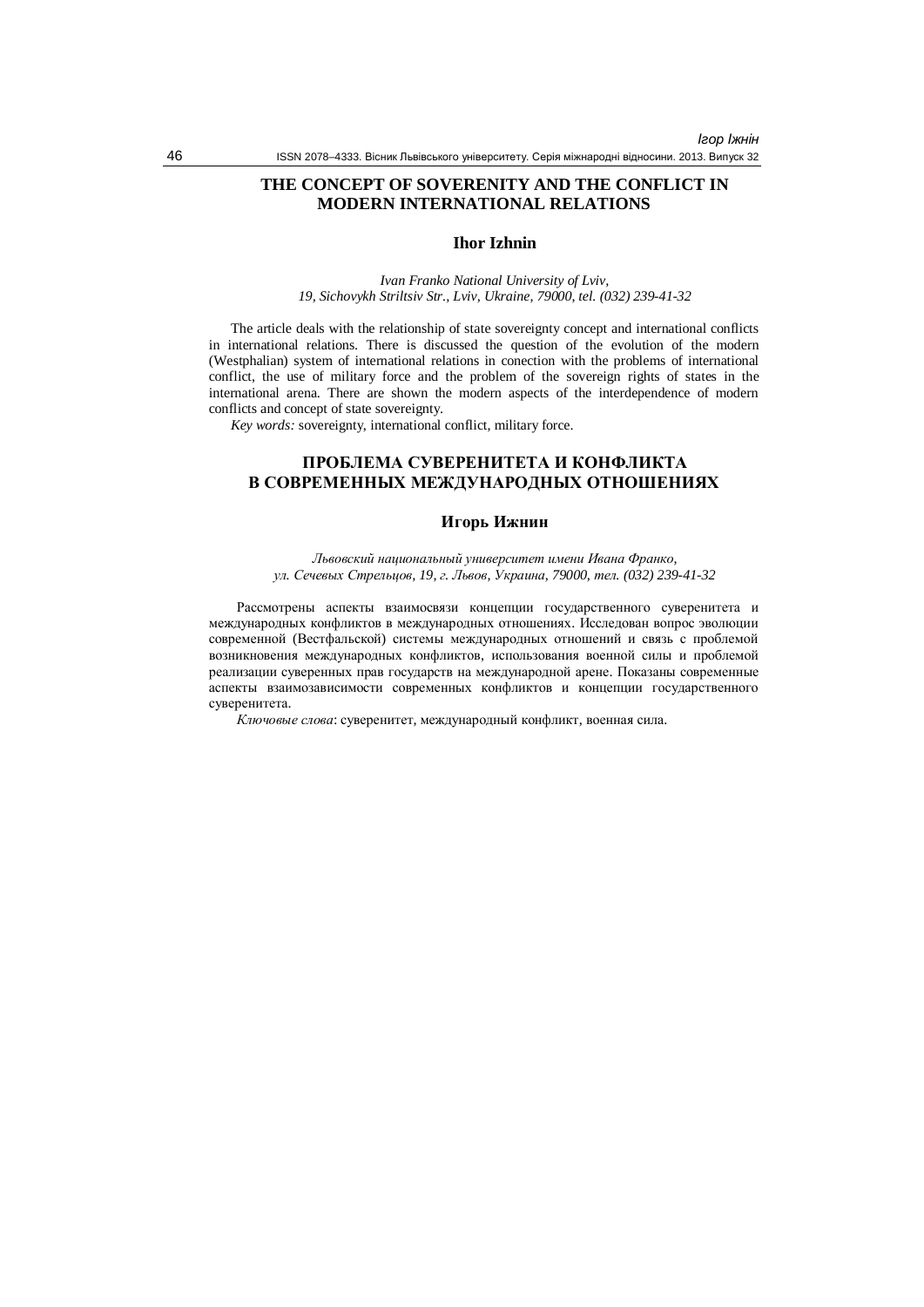## THE CONCEPT OF SOVERENITY AND THE CONFLICT IN MODERN INTERNATIONAL RELATIONS

**Ihor Izhnin**

*Ivan Franko National University of Lviv,*
*19, Sichovykh Striltsiv Str., Lviv, Ukraine, 79000, tel. (032) 239-41-32*

The article deals with the relationship of state sovereignty concept and international conflicts in international relations. There is discussed the question of the evolution of the modern (Westphalian) system of international relations in conection with the problems of international conflict, the use of military force and the problem of the sovereign rights of states in the international arena. There are shown the modern aspects of the interdependence of modern conflicts and concept of state sovereignty.

*Key words:* sovereignty, international conflict, military force.

## ПРОБЛЕМА СУВЕРЕНИТЕТА И КОНФЛИКТА В СОВРЕМЕННЫХ МЕЖДУНАРОДНЫХ ОТНОШЕНИЯХ

**Игорь Ижнин**

*Львовский национальный университет имени Ивана Франко,*
*ул. Сечевых Стрельцов, 19, г. Львов, Украина, 79000, тел. (032) 239-41-32*

Рассмотрены аспекты взаимосвязи концепции государственного суверенитета и международных конфликтов в международных отношениях. Исследован вопрос эволюции современной (Вестфальской) системы международных отношений и связь с проблемой возникновения международных конфликтов, использования военной силы и проблемой реализации суверенных прав государств на международной арене. Показаны современные аспекты взаимозависимости современных конфликтов и концепции государственного суверенитета.

*Ключовые слова*: суверенитет, международный конфликт, военная сила.